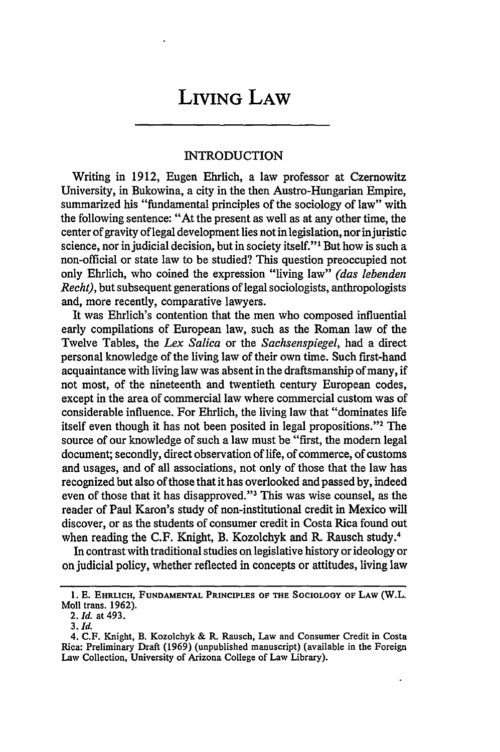# LIVING LAW

## INTRODUCTION

Writing in 1912, Eugen Ehrlich, a law professor at Czernowitz University, in Bukowina, a city in the then Austro-Hungarian Empire, summarized his "fundamental principles of the sociology of law" with the following sentence: "At the present as well as at any other time, the center of gravity of legal development lies not in legislation, nor in juristic science, nor in judicial decision, but in society itself."[1] But how is such a non-official or state law to be studied? This question preoccupied not only Ehrlich, who coined the expression "living law" *(das lebenden Recht)*, but subsequent generations of legal sociologists, anthropologists and, more recently, comparative lawyers.

It was Ehrlich's contention that the men who composed influential early compilations of European law, such as the Roman law of the Twelve Tables, the *Lex Salica* or the *Sachsenspiegel*, had a direct personal knowledge of the living law of their own time. Such first-hand acquaintance with living law was absent in the draftsmanship of many, if not most, of the nineteenth and twentieth century European codes, except in the area of commercial law where commercial custom was of considerable influence. For Ehrlich, the living law that "dominates life itself even though it has not been posited in legal propositions."[2] The source of our knowledge of such a law must be "first, the modern legal document; secondly, direct observation of life, of commerce, of customs and usages, and of all associations, not only of those that the law has recognized but also of those that it has overlooked and passed by, indeed even of those that it has disapproved."[3] This was wise counsel, as the reader of Paul Karon's study of non-institutional credit in Mexico will discover, or as the students of consumer credit in Costa Rica found out when reading the C.F. Knight, B. Kozolchyk and R. Rausch study.[4]

In contrast with traditional studies on legislative history or ideology or on judicial policy, whether reflected in concepts or attitudes, living law

---

1. E. EHRLICH, FUNDAMENTAL PRINCIPLES OF THE SOCIOLOGY OF LAW (W.L. Moll trans. 1962).

2. *Id.* at 493.

3. *Id.*

4. C.F. Knight, B. Kozolchyk & R. Rausch, Law and Consumer Credit in Costa Rica: Preliminary Draft (1969) (unpublished manuscript) (available in the Foreign Law Collection, University of Arizona College of Law Library).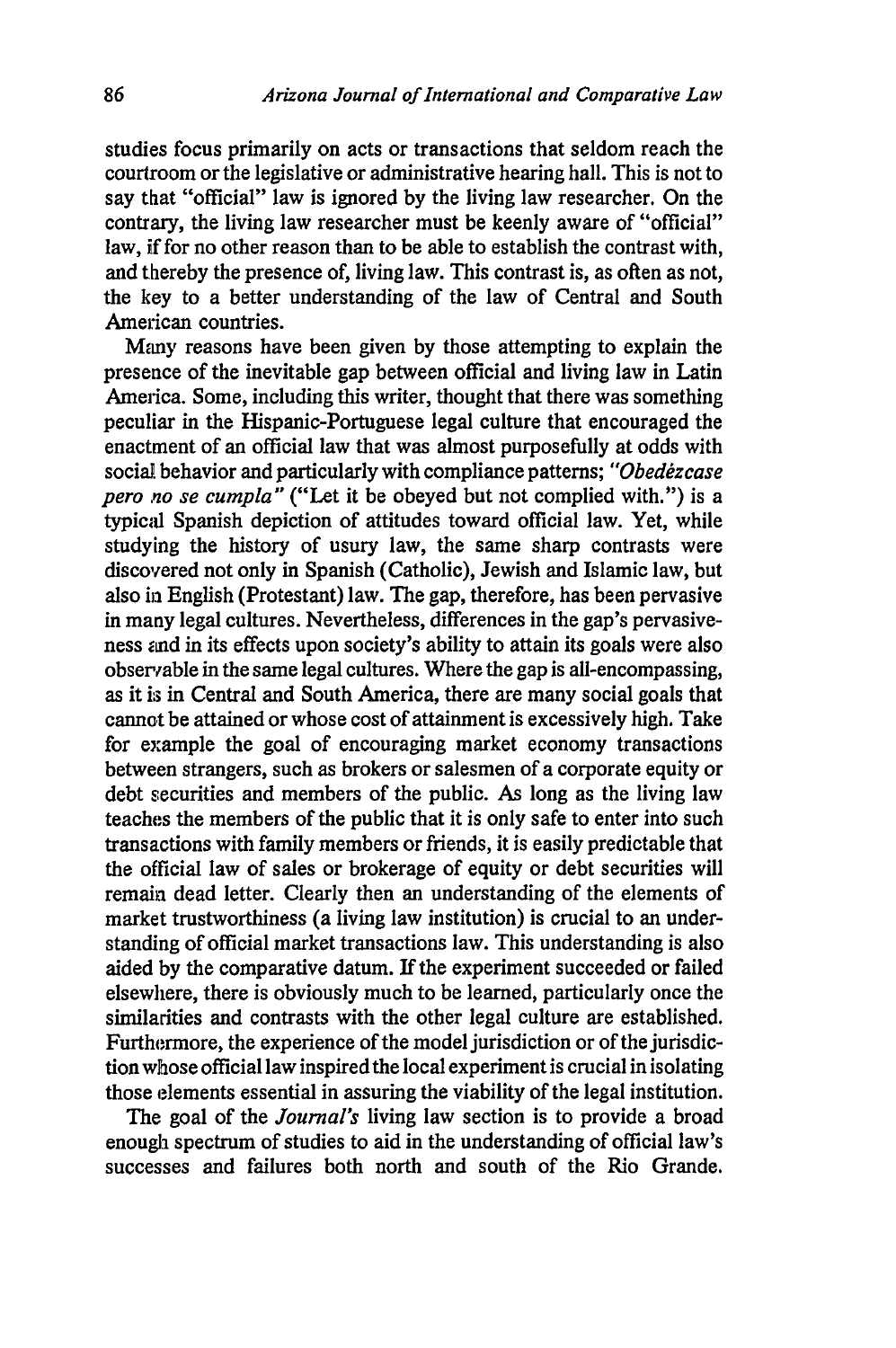studies focus primarily on acts or transactions that seldom reach the courtroom or the legislative or administrative hearing hall. This is not to say that "official" law is ignored by the living law researcher. On the contrary, the living law researcher must be keenly aware of "official" law, if for no other reason than to be able to establish the contrast with, and thereby the presence of, living law. This contrast is, as often as not, the key to a better understanding of the law of Central and South American countries.

Many reasons have been given by those attempting to explain the presence of the inevitable gap between official and living law in Latin America. Some, including this writer, thought that there was something peculiar in the Hispanic-Portuguese legal culture that encouraged the enactment of an official law that was almost purposefully at odds with social behavior and particularly with compliance patterns; *"Obedèzcase pero no se cumpla"* ("Let it be obeyed but not complied with.") is a typical Spanish depiction of attitudes toward official law. Yet, while studying the history of usury law, the same sharp contrasts were discovered not only in Spanish (Catholic), Jewish and Islamic law, but also in English (Protestant) law. The gap, therefore, has been pervasive in many legal cultures. Nevertheless, differences in the gap's pervasiveness and in its effects upon society's ability to attain its goals were also observable in the same legal cultures. Where the gap is all-encompassing, as it is in Central and South America, there are many social goals that cannot be attained or whose cost of attainment is excessively high. Take for example the goal of encouraging market economy transactions between strangers, such as brokers or salesmen of a corporate equity or debt securities and members of the public. As long as the living law teaches the members of the public that it is only safe to enter into such transactions with family members or friends, it is easily predictable that the official law of sales or brokerage of equity or debt securities will remain dead letter. Clearly then an understanding of the elements of market trustworthiness (a living law institution) is crucial to an understanding of official market transactions law. This understanding is also aided by the comparative datum. If the experiment succeeded or failed elsewhere, there is obviously much to be learned, particularly once the similarities and contrasts with the other legal culture are established. Furthermore, the experience of the model jurisdiction or of the jurisdiction whose official law inspired the local experiment is crucial in isolating those elements essential in assuring the viability of the legal institution.

The goal of the *Journal's* living law section is to provide a broad enough spectrum of studies to aid in the understanding of official law's successes and failures both north and south of the Rio Grande.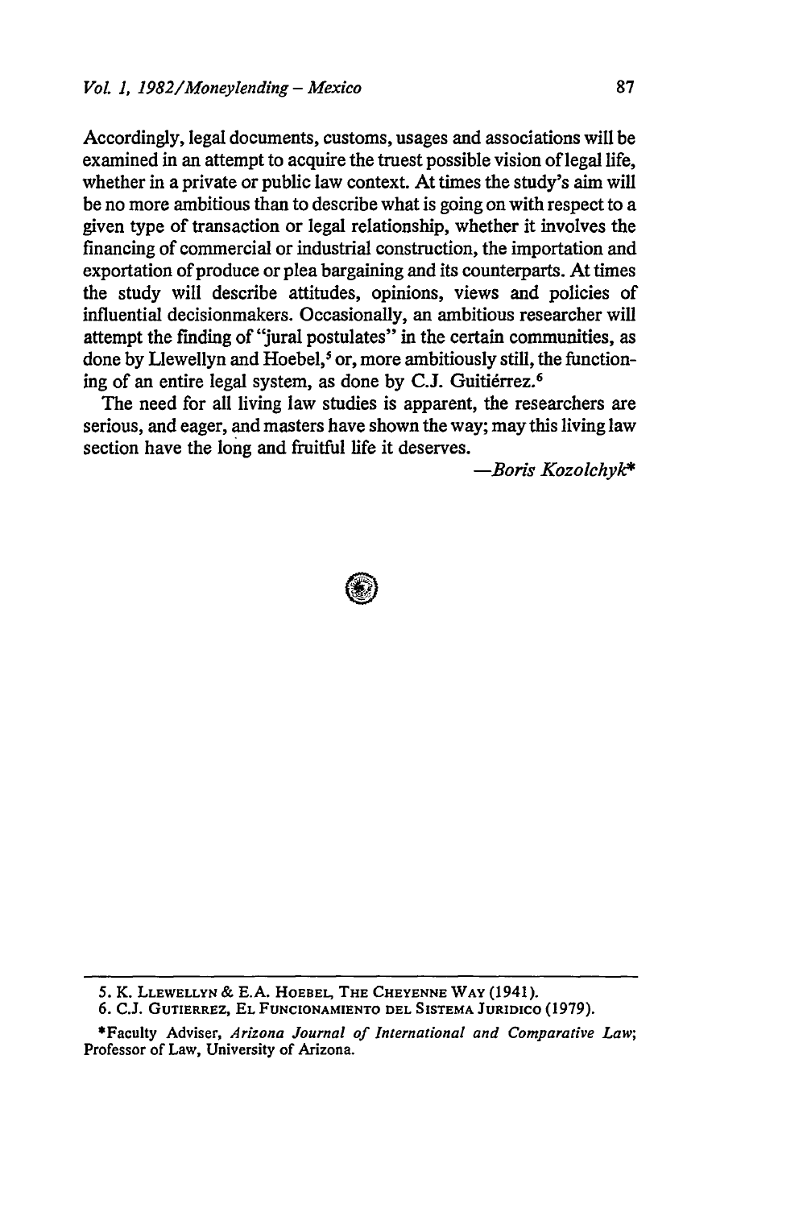Accordingly, legal documents, customs, usages and associations will be examined in an attempt to acquire the truest possible vision of legal life, whether in a private or public law context. At times the study's aim will be no more ambitious than to describe what is going on with respect to a given type of transaction or legal relationship, whether it involves the financing of commercial or industrial construction, the importation and exportation of produce or plea bargaining and its counterparts. At times the study will describe attitudes, opinions, views and policies of influential decisionmakers. Occasionally, an ambitious researcher will attempt the finding of "jural postulates" in the certain communities, as done by Llewellyn and Hoebel,[5] or, more ambitiously still, the functioning of an entire legal system, as done by C.J. Guitiérrez.[6]

The need for all living law studies is apparent, the researchers are serious, and eager, and masters have shown the way; may this living law section have the long and fruitful life it deserves.

*—Boris Kozolchyk**

---

5. K. LLEWELLYN & E.A. HOEBEL, THE CHEYENNE WAY (1941).

6. C.J. GUTIERREZ, EL FUNCIONAMIENTO DEL SISTEMA JURIDICO (1979).

*Faculty Adviser, *Arizona Journal of International and Comparative Law*; Professor of Law, University of Arizona.